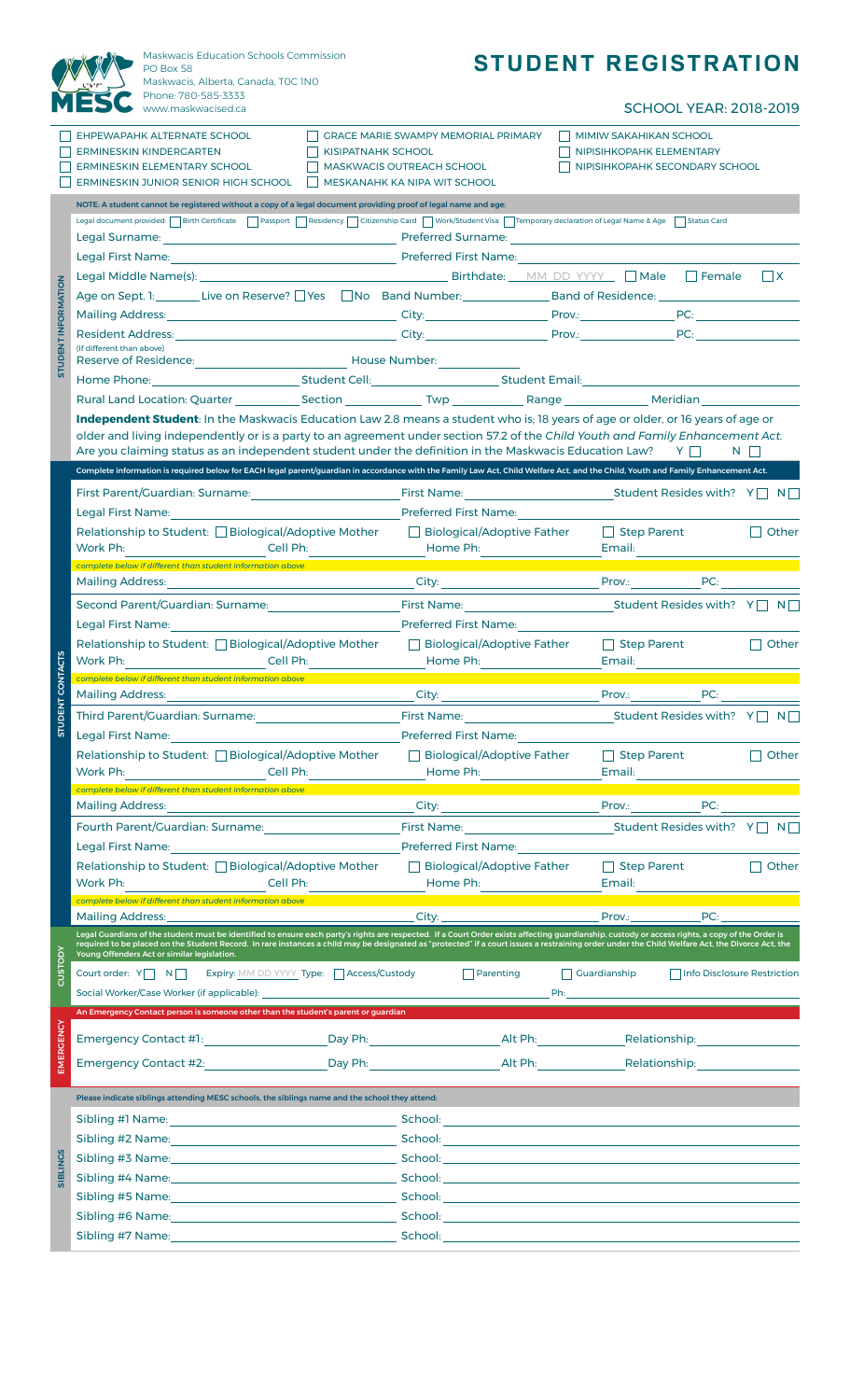Maskwacis Education Schools Commission
PO Box 58
Maskwacis, Alberta, Canada, T0C 1N0
Phone: 780-585-3333
www.maskwacised.ca

# STUDENT REGISTRATION

SCHOOL YEAR: 2018-2019

- [ ] EHPEWAPAHK ALTERNATE SCHOOL
- [ ] ERMINESKIN KINDERGARTEN
- [ ] ERMINESKIN ELEMENTARY SCHOOL
- [ ] ERMINESKIN JUNIOR SENIOR HIGH SCHOOL
- [ ] GRACE MARIE SWAMPY MEMORIAL PRIMARY
- [ ] KISIPATNAHK SCHOOL
- [ ] MASKWACIS OUTREACH SCHOOL
- [ ] MESKANAHK KA NIPA WIT SCHOOL
- [ ] MIMIW SAKAHIKAN SCHOOL
- [ ] NIPISIHKOPAHK ELEMENTARY
- [ ] NIPISIHKOPAHK SECONDARY SCHOOL

## STUDENT INFORMATION

**NOTE: A student cannot be registered without a copy of a legal document providing proof of legal name and age:**

Legal document provided: [ ] Birth Certificate [ ] Passport [ ] Residency [ ] Citizenship Card [ ] Work/Student Visa [ ] Temporary declaration of Legal Name & Age [ ] Status Card

Legal Surname: ____________ Preferred Surname: ____________

Legal First Name: ____________ Preferred First Name: ____________

Legal Middle Name(s): ____________ Birthdate: MM DD YYYY [ ] Male [ ] Female [ ] X

Age on Sept. 1: ______ Live on Reserve? [ ] Yes [ ] No Band Number: ____________ Band of Residence: ____________

Mailing Address: ____________ City: ____________ Prov.: ____________ PC: ____________

Resident Address: ____________ City: ____________ Prov.: ____________ PC: ____________
(If different than above)

Reserve of Residence: ____________ House Number: ____________

Home Phone: ____________ Student Cell: ____________ Student Email: ____________

Rural Land Location: Quarter ______ Section ______ Twp ______ Range ______ Meridian ______

**Independent Student**: In the Maskwacis Education Law 2.8 means a student who is; 18 years of age or older, or 16 years of age or older and living independently or is a party to an agreement under section 57.2 of the *Child Youth and Family Enhancement Act.* Are you claiming status as an independent student under the definition in the Maskwacis Education Law? Y [ ] N [ ]

## STUDENT CONTACTS

**Complete information is required below for EACH legal parent/guardian in accordance with the Family Law Act, the Child Welfare Act, and the Child, Youth and Family Enhancement Act.**

First Parent/Guardian: Surname: ____________ First Name: ____________ Student Resides with? Y [ ] N [ ]

Legal First Name: ____________ Preferred First Name: ____________

Relationship to Student: [ ] Biological/Adoptive Mother [ ] Biological/Adoptive Father [ ] Step Parent [ ] Other

Work Ph: ____________ Cell Ph: ____________ Home Ph: ____________ Email: ____________

*complete below if different than student information above*

Mailing Address: ____________ City: ____________ Prov.: ____________ PC: ____________

Second Parent/Guardian: Surname: ____________ First Name: ____________ Student Resides with? Y [ ] N [ ]

Legal First Name: ____________ Preferred First Name: ____________

Relationship to Student: [ ] Biological/Adoptive Mother [ ] Biological/Adoptive Father [ ] Step Parent [ ] Other

Work Ph: ____________ Cell Ph: ____________ Home Ph: ____________ Email: ____________

*complete below if different than student information above*

Mailing Address: ____________ City: ____________ Prov.: ____________ PC: ____________

Third Parent/Guardian: Surname: ____________ First Name: ____________ Student Resides with? Y [ ] N [ ]

Legal First Name: ____________ Preferred First Name: ____________

Relationship to Student: [ ] Biological/Adoptive Mother [ ] Biological/Adoptive Father [ ] Step Parent [ ] Other

Work Ph: ____________ Cell Ph: ____________ Home Ph: ____________ Email: ____________

*complete below if different than student information above*

Mailing Address: ____________ City: ____________ Prov.: ____________ PC: ____________

Fourth Parent/Guardian: Surname: ____________ First Name: ____________ Student Resides with? Y [ ] N [ ]

Legal First Name: ____________ Preferred First Name: ____________

Relationship to Student: [ ] Biological/Adoptive Mother [ ] Biological/Adoptive Father [ ] Step Parent [ ] Other

Work Ph: ____________ Cell Ph: ____________ Home Ph: ____________ Email: ____________

*complete below if different than student information above*

Mailing Address: ____________ City: ____________ Prov.: ____________ PC: ____________

## CUSTODY

**Legal Guardians of the student must be identified to ensure each party's rights are respected. If a Court Order exists affecting guardianship, custody or access rights, a copy of the Order is required to be placed on the Student Record. In rare instances a child may be designated as "protected" if a court issues a restraining order under the Child Welfare Act, the Divorce Act, the Young Offenders Act or similar legislation.**

Court order: Y [ ] N [ ] Expiry: MM DD YYYY Type: [ ] Access/Custody [ ] Parenting [ ] Guardianship [ ] Info Disclosure Restriction

Social Worker/Case Worker (if applicable): ____________ Ph: ____________

## EMERGENCY

**An Emergency Contact person is someone other than the student's parent or guardian**

Emergency Contact #1: ____________ Day Ph: ____________ Alt Ph: ____________ Relationship: ____________

Emergency Contact #2: ____________ Day Ph: ____________ Alt Ph: ____________ Relationship: ____________

## SIBLINGS

**Please indicate siblings attending MESC schools, the siblings name and the school they attend:**

Sibling #1 Name: ____________ School: ____________

Sibling #2 Name: ____________ School: ____________

Sibling #3 Name: ____________ School: ____________

Sibling #4 Name: ____________ School: ____________

Sibling #5 Name: ____________ School: ____________

Sibling #6 Name: ____________ School: ____________

Sibling #7 Name: ____________ School: ____________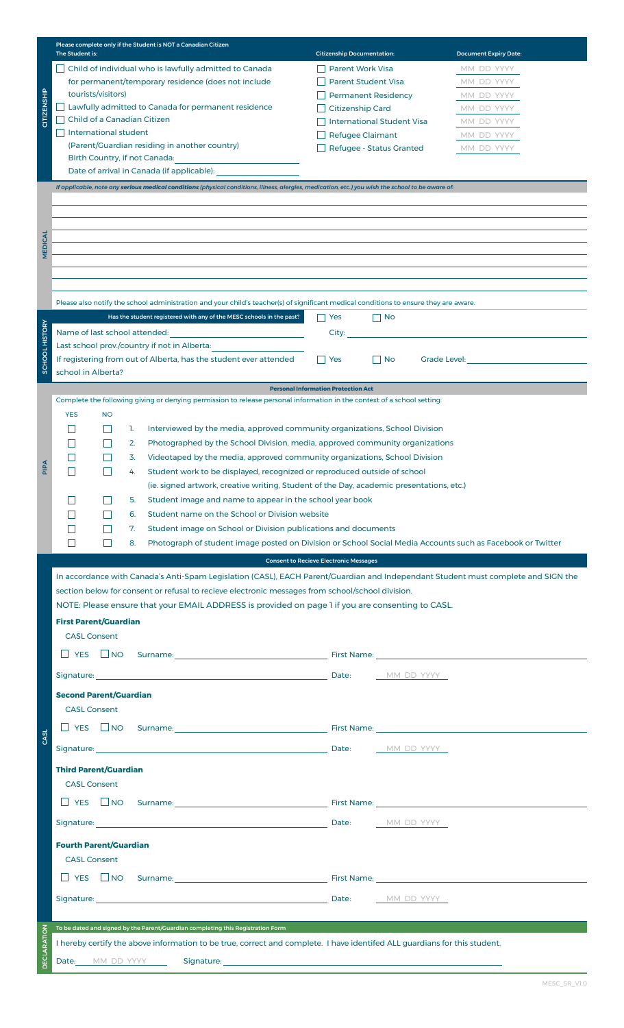## CITIZENSHIP

Please complete only if the Student is NOT a Canadian Citizen

| The Student is: | Citizenship Documentation: | Document Expiry Date: |
|---|---|---|
| ☐ Child of individual who is lawfully admitted to Canada for permanent/temporary residence (does not include tourists/visitors) | ☐ Parent Work Visa | MM DD YYYY |
| ☐ Lawfully admitted to Canada for permanent residence | ☐ Parent Student Visa | MM DD YYYY |
| ☐ Child of a Canadian Citizen | ☐ Permanent Residency | MM DD YYYY |
| ☐ International student (Parent/Guardian residing in another country) | ☐ Citizenship Card | MM DD YYYY |
| | ☐ International Student Visa | MM DD YYYY |
| | ☐ Refugee Claimant | MM DD YYYY |
| | ☐ Refugee - Status Granted | MM DD YYYY |

Birth Country, if not Canada: ____________________

Date of arrival in Canada (if applicable): ____________________

## MEDICAL

*If applicable, note any **serious medical conditions** (physical conditions, illness, alergies, medication, etc.) you wish the school to be aware of:*

______________________________________________________________________

______________________________________________________________________

______________________________________________________________________

______________________________________________________________________

______________________________________________________________________

______________________________________________________________________

______________________________________________________________________

______________________________________________________________________

Please also notify the school administration and your child's teacher(s) of significant medical conditions to ensure they are aware.

## SCHOOL HISTORY

Has the student registered with any of the MESC schools in the past? ☐ Yes ☐ No

Name of last school attended: ____________________ City: ____________________

Last school prov./country if not in Alberta: ____________________

If registering from out of Alberta, has the student ever attended school in Alberta? ☐ Yes ☐ No Grade Level: ____________________

## PIPA

**Personal Information Protection Act**

Complete the following giving or denying permission to release personal information in the context of a school setting:

| YES | NO | | |
|---|---|---|---|
| ☐ | ☐ | 1. | Interviewed by the media, approved community organizations, School Division |
| ☐ | ☐ | 2. | Photographed by the School Division, media, approved community organizations |
| ☐ | ☐ | 3. | Videotaped by the media, approved community organizations, School Division |
| ☐ | ☐ | 4. | Student work to be displayed, recognized or reproduced outside of school (ie. signed artwork, creative writing, Student of the Day, academic presentations, etc.) |
| ☐ | ☐ | 5. | Student image and name to appear in the school year book |
| ☐ | ☐ | 6. | Student name on the School or Division website |
| ☐ | ☐ | 7. | Student image on School or Division publications and documents |
| ☐ | ☐ | 8. | Photograph of student image posted on Division or School Social Media Accounts such as Facebook or Twitter |

## CASL

**Consent to Recieve Electronic Messages**

In accordance with Canada's Anti-Spam Legislation (CASL), EACH Parent/Guardian and Independant Student must complete and SIGN the section below for consent or refusal to recieve electronic messages from school/school division.

NOTE: Please ensure that your EMAIL ADDRESS is provided on page 1 if you are consenting to CASL.

**First Parent/Guardian**

CASL Consent

☐ YES ☐ NO Surname: ____________________ First Name: ____________________

Signature: ____________________ Date: MM DD YYYY

**Second Parent/Guardian**

CASL Consent

☐ YES ☐ NO Surname: ____________________ First Name: ____________________

Signature: ____________________ Date: MM DD YYYY

**Third Parent/Guardian**

CASL Consent

☐ YES ☐ NO Surname: ____________________ First Name: ____________________

Signature: ____________________ Date: MM DD YYYY

**Fourth Parent/Guardian**

CASL Consent

☐ YES ☐ NO Surname: ____________________ First Name: ____________________

Signature: ____________________ Date: MM DD YYYY

## DECLARATION

To be dated and signed by the Parent/Guardian completing this Registration Form

I hereby certify the above information to be true, correct and complete. I have identifed ALL guardians for this student.

Date: MM DD YYYY Signature: ____________________

MESC_SR_V1.0